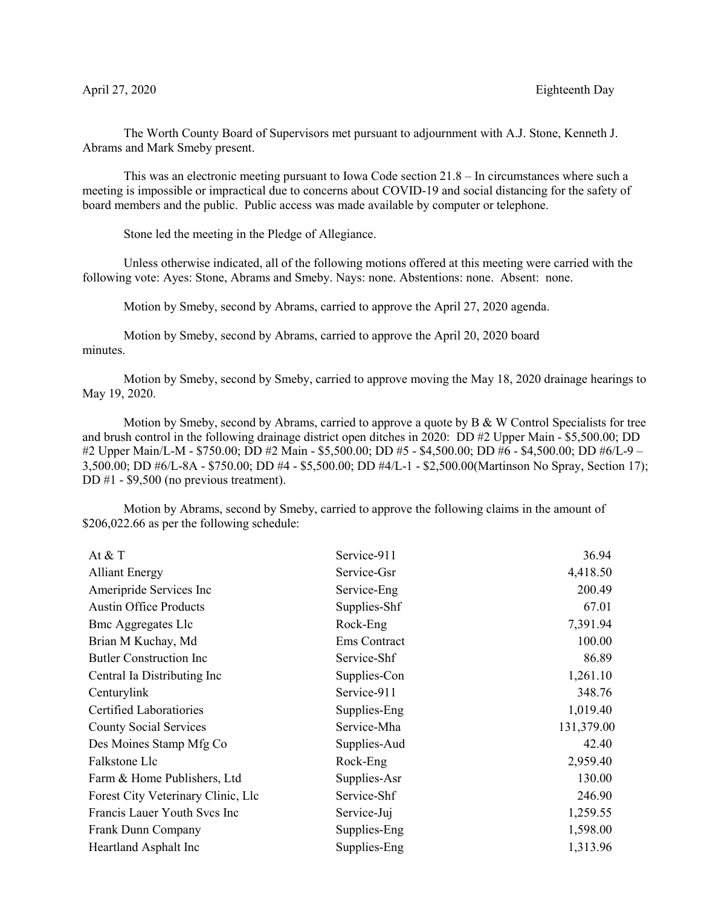April 27, 2020 Eighteenth Day

The Worth County Board of Supervisors met pursuant to adjournment with A.J. Stone, Kenneth J. Abrams and Mark Smeby present.

This was an electronic meeting pursuant to Iowa Code section 21.8 – In circumstances where such a meeting is impossible or impractical due to concerns about COVID-19 and social distancing for the safety of board members and the public. Public access was made available by computer or telephone.

Stone led the meeting in the Pledge of Allegiance.

Unless otherwise indicated, all of the following motions offered at this meeting were carried with the following vote: Ayes: Stone, Abrams and Smeby. Nays: none. Abstentions: none. Absent: none.

Motion by Smeby, second by Abrams, carried to approve the April 27, 2020 agenda.

Motion by Smeby, second by Abrams, carried to approve the April 20, 2020 board minutes.

Motion by Smeby, second by Smeby, carried to approve moving the May 18, 2020 drainage hearings to May 19, 2020.

Motion by Smeby, second by Abrams, carried to approve a quote by B & W Control Specialists for tree and brush control in the following drainage district open ditches in 2020: DD #2 Upper Main - $5,500.00; DD #2 Upper Main/L-M - $750.00; DD #2 Main - $5,500.00; DD #5 - $4,500.00; DD #6 - $4,500.00; DD #6/L-9 – 3,500.00; DD #6/L-8A - $750.00; DD #4 - $5,500.00; DD #4/L-1 - $2,500.00(Martinson No Spray, Section 17); DD #1 - $9,500 (no previous treatment).

Motion by Abrams, second by Smeby, carried to approve the following claims in the amount of $206,022.66 as per the following schedule:

| | | |
|---|---|---:|
| At & T | Service-911 | 36.94 |
| Alliant Energy | Service-Gsr | 4,418.50 |
| Ameripride Services Inc | Service-Eng | 200.49 |
| Austin Office Products | Supplies-Shf | 67.01 |
| Bmc Aggregates Llc | Rock-Eng | 7,391.94 |
| Brian M Kuchay, Md | Ems Contract | 100.00 |
| Butler Construction Inc | Service-Shf | 86.89 |
| Central Ia Distributing Inc | Supplies-Con | 1,261.10 |
| Centurylink | Service-911 | 348.76 |
| Certified Laboratiories | Supplies-Eng | 1,019.40 |
| County Social Services | Service-Mha | 131,379.00 |
| Des Moines Stamp Mfg Co | Supplies-Aud | 42.40 |
| Falkstone Llc | Rock-Eng | 2,959.40 |
| Farm & Home Publishers, Ltd | Supplies-Asr | 130.00 |
| Forest City Veterinary Clinic, Llc | Service-Shf | 246.90 |
| Francis Lauer Youth Svcs Inc | Service-Juj | 1,259.55 |
| Frank Dunn Company | Supplies-Eng | 1,598.00 |
| Heartland Asphalt Inc | Supplies-Eng | 1,313.96 |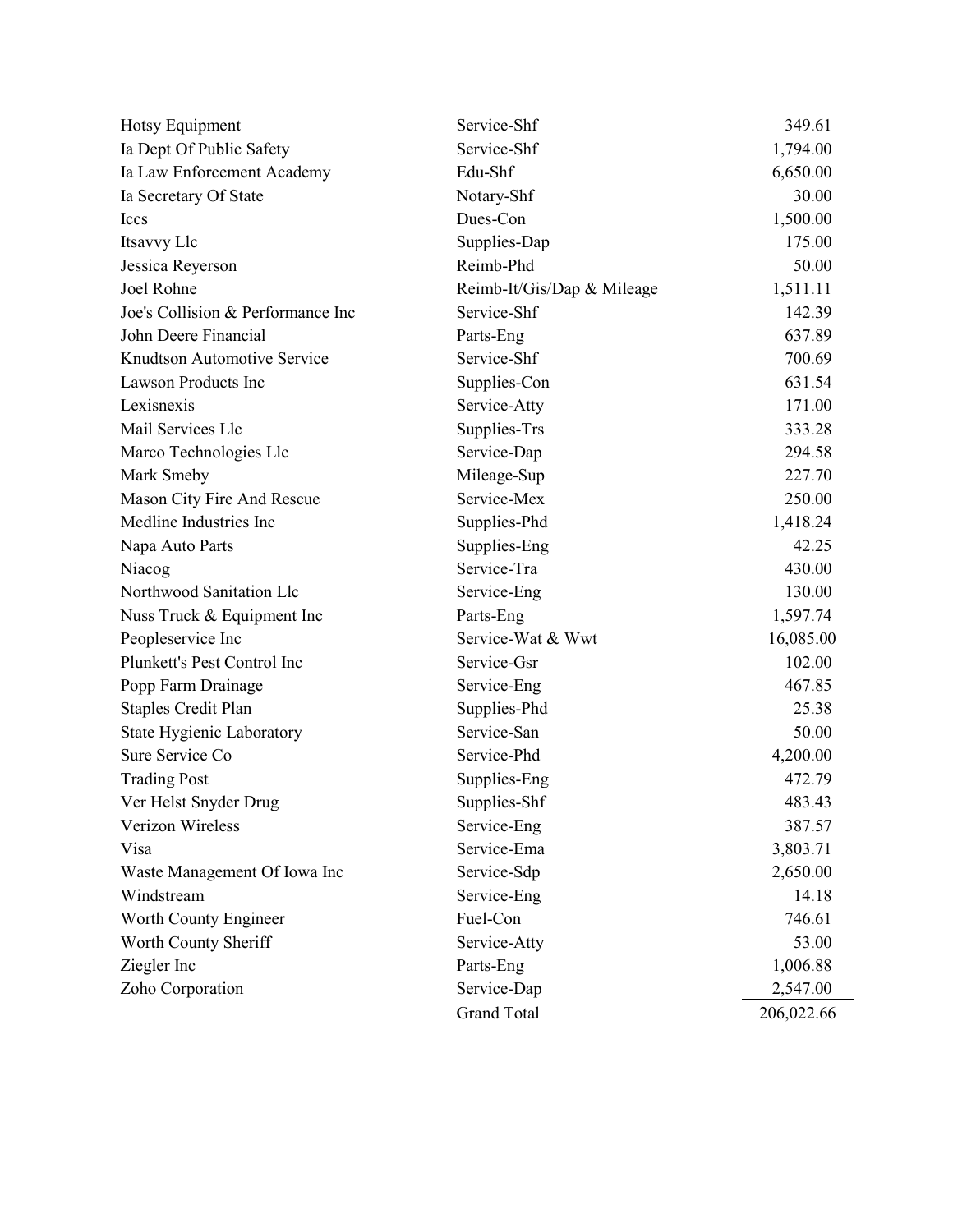| | | |
|---|---|---|
| Hotsy Equipment | Service-Shf | 349.61 |
| Ia Dept Of Public Safety | Service-Shf | 1,794.00 |
| Ia Law Enforcement Academy | Edu-Shf | 6,650.00 |
| Ia Secretary Of State | Notary-Shf | 30.00 |
| Iccs | Dues-Con | 1,500.00 |
| Itsavvy Llc | Supplies-Dap | 175.00 |
| Jessica Reyerson | Reimb-Phd | 50.00 |
| Joel Rohne | Reimb-It/Gis/Dap & Mileage | 1,511.11 |
| Joe's Collision & Performance Inc | Service-Shf | 142.39 |
| John Deere Financial | Parts-Eng | 637.89 |
| Knudtson Automotive Service | Service-Shf | 700.69 |
| Lawson Products Inc | Supplies-Con | 631.54 |
| Lexisnexis | Service-Atty | 171.00 |
| Mail Services Llc | Supplies-Trs | 333.28 |
| Marco Technologies Llc | Service-Dap | 294.58 |
| Mark Smeby | Mileage-Sup | 227.70 |
| Mason City Fire And Rescue | Service-Mex | 250.00 |
| Medline Industries Inc | Supplies-Phd | 1,418.24 |
| Napa Auto Parts | Supplies-Eng | 42.25 |
| Niacog | Service-Tra | 430.00 |
| Northwood Sanitation Llc | Service-Eng | 130.00 |
| Nuss Truck & Equipment Inc | Parts-Eng | 1,597.74 |
| Peopleservice Inc | Service-Wat & Wwt | 16,085.00 |
| Plunkett's Pest Control Inc | Service-Gsr | 102.00 |
| Popp Farm Drainage | Service-Eng | 467.85 |
| Staples Credit Plan | Supplies-Phd | 25.38 |
| State Hygienic Laboratory | Service-San | 50.00 |
| Sure Service Co | Service-Phd | 4,200.00 |
| Trading Post | Supplies-Eng | 472.79 |
| Ver Helst Snyder Drug | Supplies-Shf | 483.43 |
| Verizon Wireless | Service-Eng | 387.57 |
| Visa | Service-Ema | 3,803.71 |
| Waste Management Of Iowa Inc | Service-Sdp | 2,650.00 |
| Windstream | Service-Eng | 14.18 |
| Worth County Engineer | Fuel-Con | 746.61 |
| Worth County Sheriff | Service-Atty | 53.00 |
| Ziegler Inc | Parts-Eng | 1,006.88 |
| Zoho Corporation | Service-Dap | 2,547.00 |
| | Grand Total | 206,022.66 |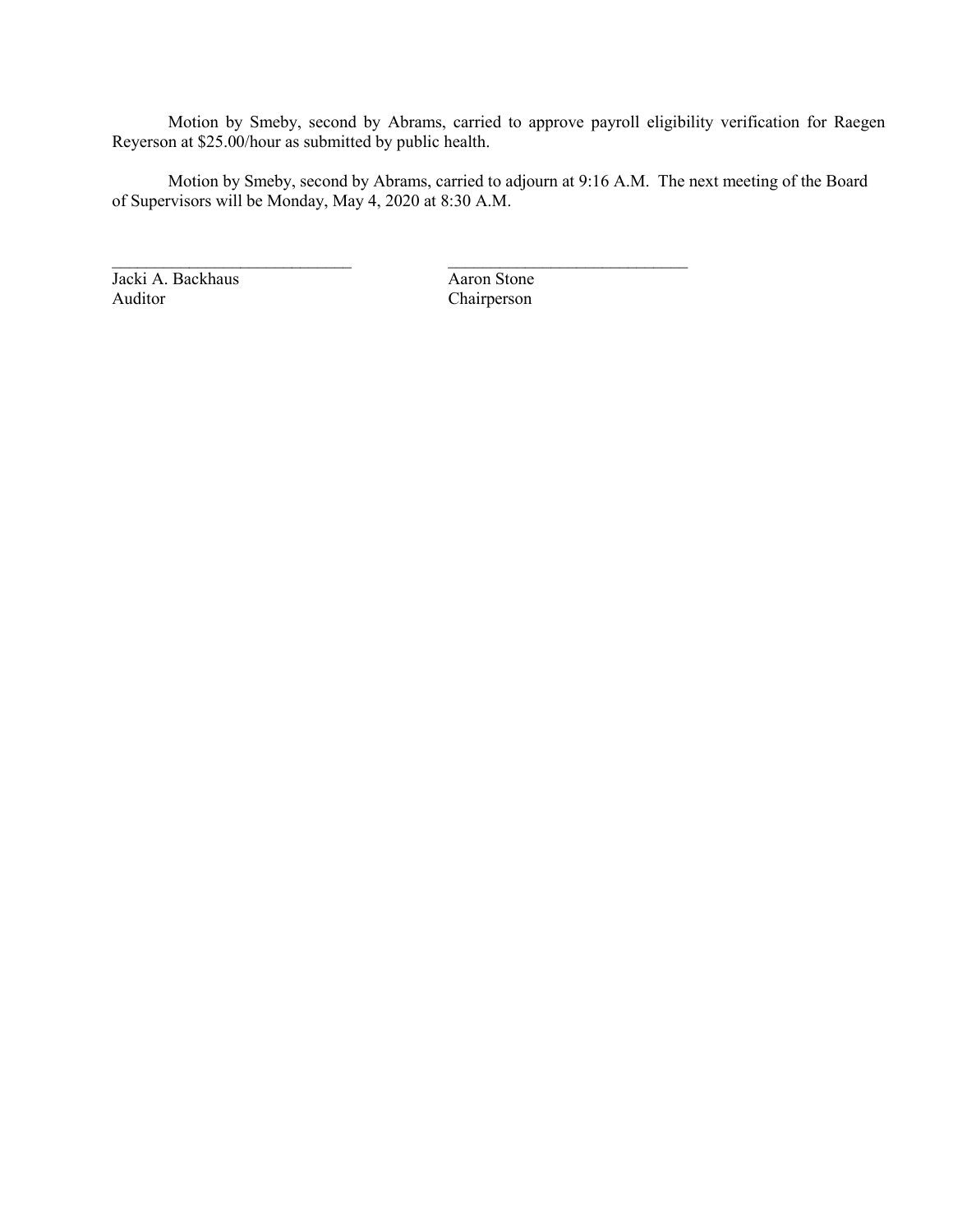Motion by Smeby, second by Abrams, carried to approve payroll eligibility verification for Raegen Reyerson at $25.00/hour as submitted by public health.

Motion by Smeby, second by Abrams, carried to adjourn at 9:16 A.M. The next meeting of the Board of Supervisors will be Monday, May 4, 2020 at 8:30 A.M.

| | |
|---|---|
| \_\_\_\_\_\_\_\_\_\_\_\_\_\_\_\_\_\_\_\_\_\_\_\_\_\_\_\_\_\_ | \_\_\_\_\_\_\_\_\_\_\_\_\_\_\_\_\_\_\_\_\_\_\_\_\_\_\_\_\_\_ |
| Jacki A. Backhaus | Aaron Stone |
| Auditor | Chairperson |